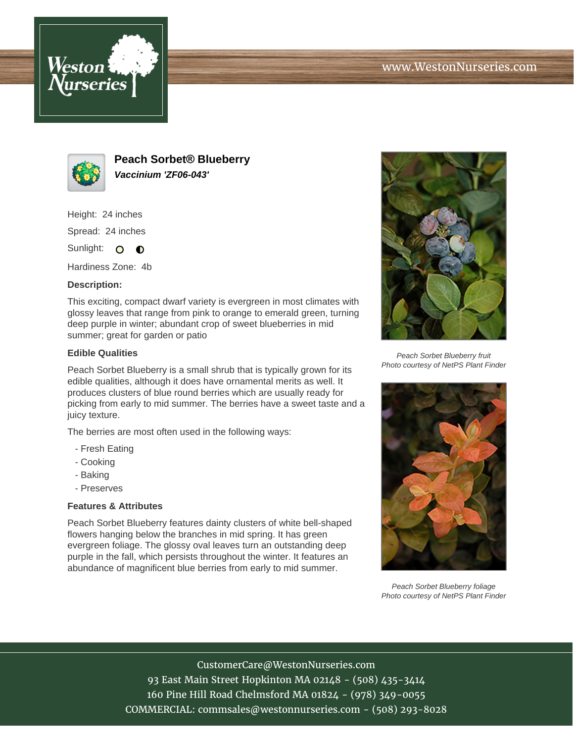# Peach Sorbet® Blueberry

***Vaccinium 'ZF06-043'***

Height: 24 inches

Spread: 24 inches

Sunlight: ○ ◐

Hardiness Zone: 4b

**Description:**

This exciting, compact dwarf variety is evergreen in most climates with glossy leaves that range from pink to orange to emerald green, turning deep purple in winter; abundant crop of sweet blueberries in mid summer; great for garden or patio

**Edible Qualities**

Peach Sorbet Blueberry is a small shrub that is typically grown for its edible qualities, although it does have ornamental merits as well. It produces clusters of blue round berries which are usually ready for picking from early to mid summer. The berries have a sweet taste and a juicy texture.

The berries are most often used in the following ways:

- Fresh Eating
- Cooking
- Baking
- Preserves

**Features & Attributes**

Peach Sorbet Blueberry features dainty clusters of white bell-shaped flowers hanging below the branches in mid spring. It has green evergreen foliage. The glossy oval leaves turn an outstanding deep purple in the fall, which persists throughout the winter. It features an abundance of magnificent blue berries from early to mid summer.

*Peach Sorbet Blueberry fruit*
*Photo courtesy of NetPS Plant Finder*

*Peach Sorbet Blueberry foliage*
*Photo courtesy of NetPS Plant Finder*

CustomerCare@WestonNurseries.com
93 East Main Street Hopkinton MA 02148 - (508) 435-3414
160 Pine Hill Road Chelmsford MA 01824 - (978) 349-0055
COMMERCIAL: commsales@westonnurseries.com - (508) 293-8028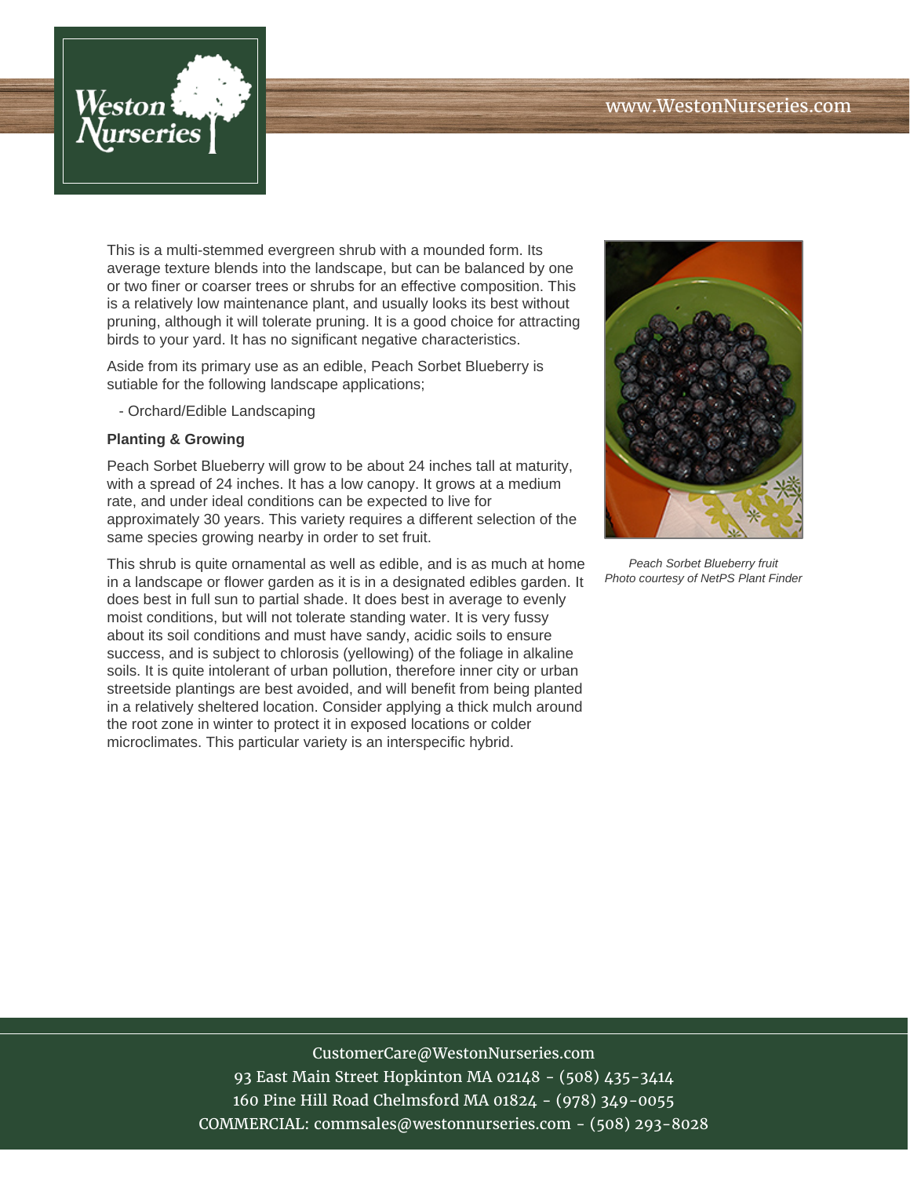This is a multi-stemmed evergreen shrub with a mounded form. Its average texture blends into the landscape, but can be balanced by one or two finer or coarser trees or shrubs for an effective composition. This is a relatively low maintenance plant, and usually looks its best without pruning, although it will tolerate pruning. It is a good choice for attracting birds to your yard. It has no significant negative characteristics.

Aside from its primary use as an edible, Peach Sorbet Blueberry is sutiable for the following landscape applications;

- Orchard/Edible Landscaping

**Planting & Growing**

Peach Sorbet Blueberry will grow to be about 24 inches tall at maturity, with a spread of 24 inches. It has a low canopy. It grows at a medium rate, and under ideal conditions can be expected to live for approximately 30 years. This variety requires a different selection of the same species growing nearby in order to set fruit.

This shrub is quite ornamental as well as edible, and is as much at home in a landscape or flower garden as it is in a designated edibles garden. It does best in full sun to partial shade. It does best in average to evenly moist conditions, but will not tolerate standing water. It is very fussy about its soil conditions and must have sandy, acidic soils to ensure success, and is subject to chlorosis (yellowing) of the foliage in alkaline soils. It is quite intolerant of urban pollution, therefore inner city or urban streetside plantings are best avoided, and will benefit from being planted in a relatively sheltered location. Consider applying a thick mulch around the root zone in winter to protect it in exposed locations or colder microclimates. This particular variety is an interspecific hybrid.

*Peach Sorbet Blueberry fruit*
*Photo courtesy of NetPS Plant Finder*